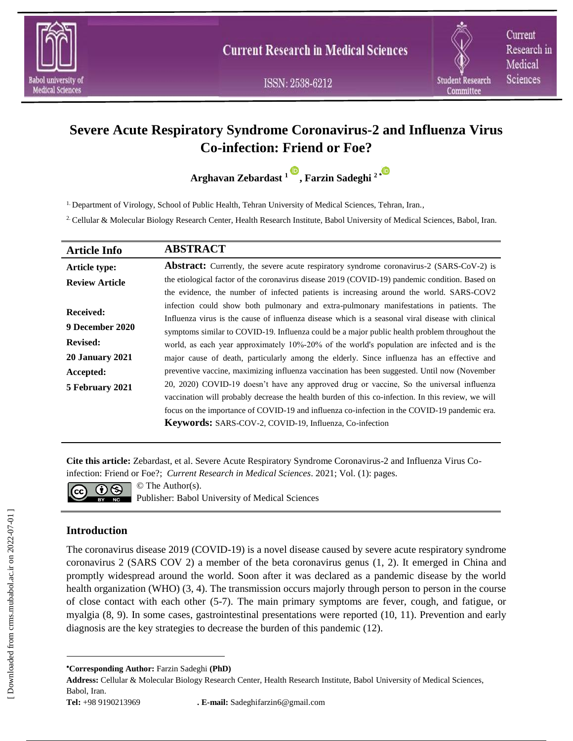# Severe Acute Respiratory Syndrome Coronavirus-2 and Influenza Virus Co-infection: Friend or Foe?

**Arghavan Zebardast [1], Farzin Sadeghi [2*]**

[1] Department of Virology, School of Public Health, Tehran University of Medical Sciences, Tehran, Iran.,

[2] Cellular & Molecular Biology Research Center, Health Research Institute, Babol University of Medical Sciences, Babol, Iran.

| Article Info | ABSTRACT |
|---|---|
| **Article type:** **Review Article** **Received:** **9 December 2020** **Revised:** **20 January 2021** **Accepted:** **5 February 2021** | **Abstract:** Currently, the severe acute respiratory syndrome coronavirus-2 (SARS-CoV-2) is the etiological factor of the coronavirus disease 2019 (COVID-19) pandemic condition. Based on the evidence, the number of infected patients is increasing around the world. SARS-COV2 infection could show both pulmonary and extra-pulmonary manifestations in patients. The Influenza virus is the cause of influenza disease which is a seasonal viral disease with clinical symptoms similar to COVID-19. Influenza could be a major public health problem throughout the world, as each year approximately 10%-20% of the world's population are infected and is the major cause of death, particularly among the elderly. Since influenza has an effective and preventive vaccine, maximizing influenza vaccination has been suggested. Until now (November 20, 2020) COVID-19 doesn't have any approved drug or vaccine, So the universal influenza vaccination will probably decrease the health burden of this co-infection. In this review, we will focus on the importance of COVID-19 and influenza co-infection in the COVID-19 pandemic era. **Keywords:** SARS-COV-2, COVID-19, Influenza, Co-infection |

**Cite this article:** Zebardast, et al. Severe Acute Respiratory Syndrome Coronavirus-2 and Influenza Virus Co-infection: Friend or Foe?; *Current Research in Medical Sciences*. 2021; Vol. (1): pages.

© The Author(s).
Publisher: Babol University of Medical Sciences

## Introduction

The coronavirus disease 2019 (COVID-19) is a novel disease caused by severe acute respiratory syndrome coronavirus 2 (SARS COV 2) a member of the beta coronavirus genus (1, 2). It emerged in China and promptly widespread around the world. Soon after it was declared as a pandemic disease by the world health organization (WHO) (3, 4). The transmission occurs majorly through person to person in the course of close contact with each other (5-7). The main primary symptoms are fever, cough, and fatigue, or myalgia (8, 9). In some cases, gastrointestinal presentations were reported (10, 11). Prevention and early diagnosis are the key strategies to decrease the burden of this pandemic (12).

---

*Corresponding Author:** Farzin Sadeghi **(PhD)**

**Address:** Cellular & Molecular Biology Research Center, Health Research Institute, Babol University of Medical Sciences, Babol, Iran.

**Tel:** +98 9190213969 **. E-mail:** Sadeghifarzin6@gmail.com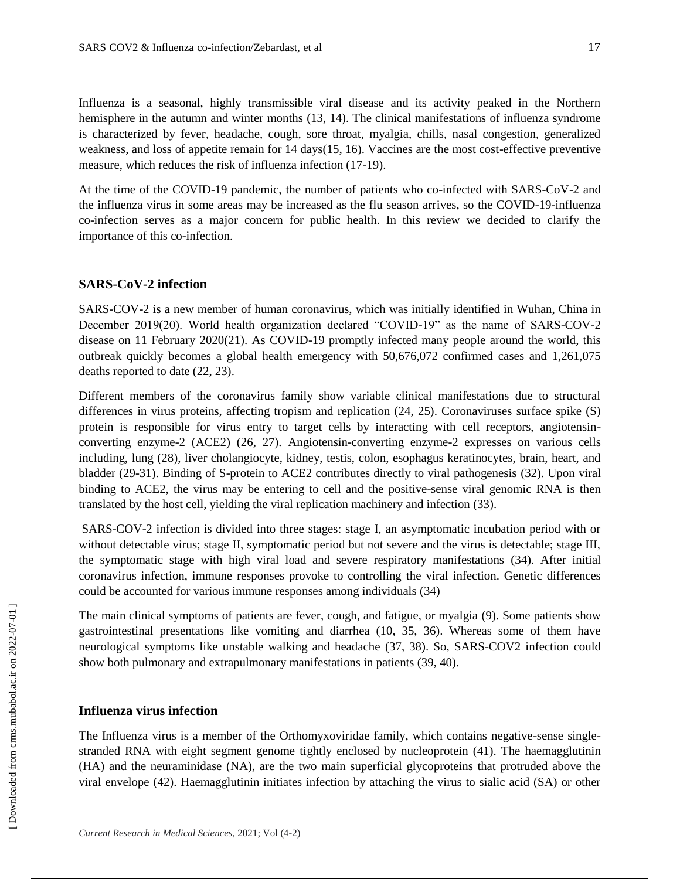Influenza is a seasonal, highly transmissible viral disease and its activity peaked in the Northern hemisphere in the autumn and winter months (13, 14). The clinical manifestations of influenza syndrome is characterized by fever, headache, cough, sore throat, myalgia, chills, nasal congestion, generalized weakness, and loss of appetite remain for 14 days(15, 16). Vaccines are the most cost-effective preventive measure, which reduces the risk of influenza infection (17-19).

At the time of the COVID-19 pandemic, the number of patients who co-infected with SARS-CoV-2 and the influenza virus in some areas may be increased as the flu season arrives, so the COVID-19-influenza co-infection serves as a major concern for public health. In this review we decided to clarify the importance of this co-infection.

## SARS-CoV-2 infection

SARS-COV-2 is a new member of human coronavirus, which was initially identified in Wuhan, China in December 2019(20). World health organization declared "COVID-19" as the name of SARS-COV-2 disease on 11 February 2020(21). As COVID-19 promptly infected many people around the world, this outbreak quickly becomes a global health emergency with 50,676,072 confirmed cases and 1,261,075 deaths reported to date (22, 23).

Different members of the coronavirus family show variable clinical manifestations due to structural differences in virus proteins, affecting tropism and replication (24, 25). Coronaviruses surface spike (S) protein is responsible for virus entry to target cells by interacting with cell receptors, angiotensin-converting enzyme-2 (ACE2) (26, 27). Angiotensin-converting enzyme-2 expresses on various cells including, lung (28), liver cholangiocyte, kidney, testis, colon, esophagus keratinocytes, brain, heart, and bladder (29-31). Binding of S-protein to ACE2 contributes directly to viral pathogenesis (32). Upon viral binding to ACE2, the virus may be entering to cell and the positive-sense viral genomic RNA is then translated by the host cell, yielding the viral replication machinery and infection (33).

SARS-COV-2 infection is divided into three stages: stage I, an asymptomatic incubation period with or without detectable virus; stage II, symptomatic period but not severe and the virus is detectable; stage III, the symptomatic stage with high viral load and severe respiratory manifestations (34). After initial coronavirus infection, immune responses provoke to controlling the viral infection. Genetic differences could be accounted for various immune responses among individuals (34)

The main clinical symptoms of patients are fever, cough, and fatigue, or myalgia (9). Some patients show gastrointestinal presentations like vomiting and diarrhea (10, 35, 36). Whereas some of them have neurological symptoms like unstable walking and headache (37, 38). So, SARS-COV2 infection could show both pulmonary and extrapulmonary manifestations in patients (39, 40).

## Influenza virus infection

The Influenza virus is a member of the Orthomyxoviridae family, which contains negative-sense single-stranded RNA with eight segment genome tightly enclosed by nucleoprotein (41). The haemagglutinin (HA) and the neuraminidase (NA), are the two main superficial glycoproteins that protruded above the viral envelope (42). Haemagglutinin initiates infection by attaching the virus to sialic acid (SA) or other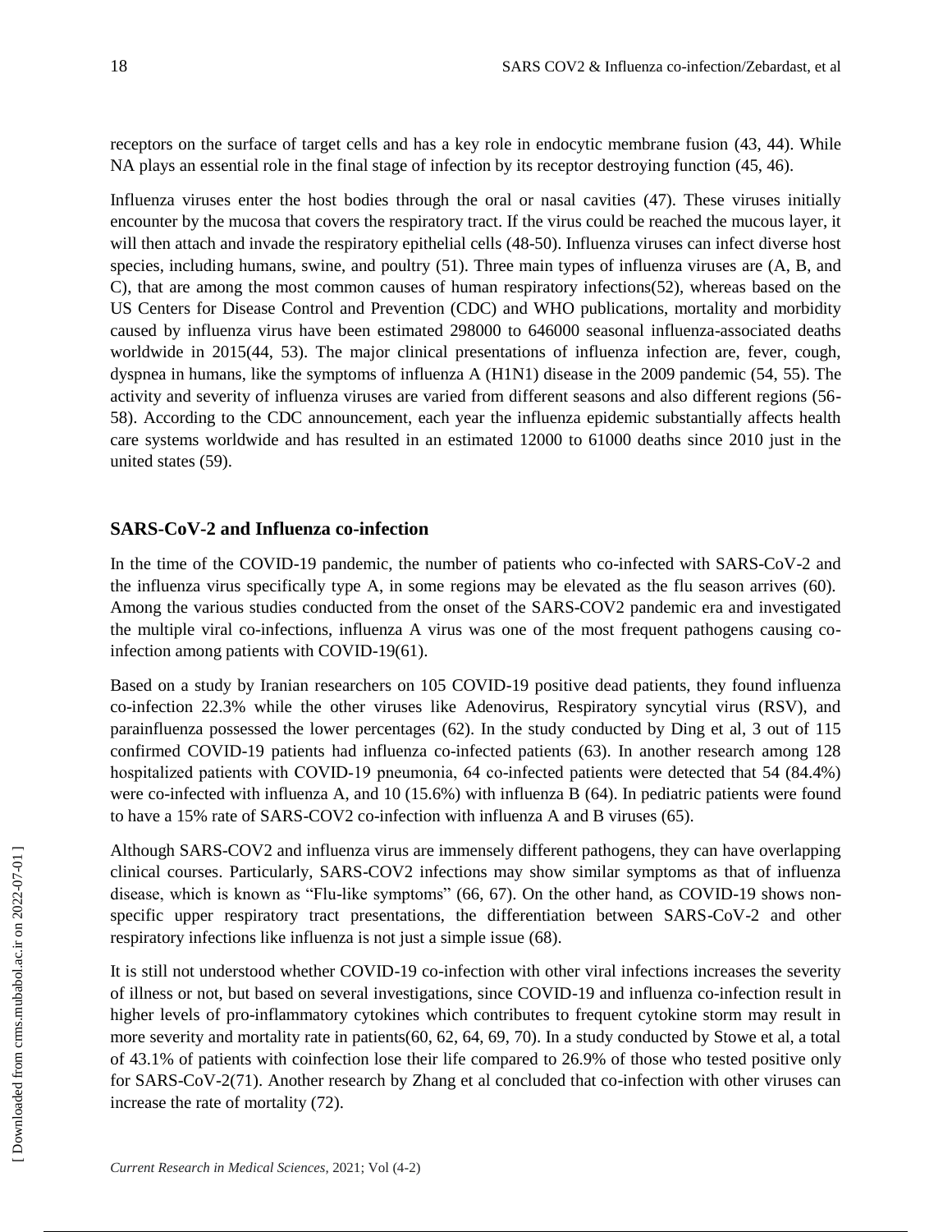receptors on the surface of target cells and has a key role in endocytic membrane fusion (43, 44). While NA plays an essential role in the final stage of infection by its receptor destroying function (45, 46).

Influenza viruses enter the host bodies through the oral or nasal cavities (47). These viruses initially encounter by the mucosa that covers the respiratory tract. If the virus could be reached the mucous layer, it will then attach and invade the respiratory epithelial cells (48-50). Influenza viruses can infect diverse host species, including humans, swine, and poultry (51). Three main types of influenza viruses are (A, B, and C), that are among the most common causes of human respiratory infections(52), whereas based on the US Centers for Disease Control and Prevention (CDC) and WHO publications, mortality and morbidity caused by influenza virus have been estimated 298000 to 646000 seasonal influenza-associated deaths worldwide in 2015(44, 53). The major clinical presentations of influenza infection are, fever, cough, dyspnea in humans, like the symptoms of influenza A (H1N1) disease in the 2009 pandemic (54, 55). The activity and severity of influenza viruses are varied from different seasons and also different regions (56-58). According to the CDC announcement, each year the influenza epidemic substantially affects health care systems worldwide and has resulted in an estimated 12000 to 61000 deaths since 2010 just in the united states (59).

## SARS-CoV-2 and Influenza co-infection

In the time of the COVID-19 pandemic, the number of patients who co-infected with SARS-CoV-2 and the influenza virus specifically type A, in some regions may be elevated as the flu season arrives (60). Among the various studies conducted from the onset of the SARS-COV2 pandemic era and investigated the multiple viral co-infections, influenza A virus was one of the most frequent pathogens causing co-infection among patients with COVID-19(61).

Based on a study by Iranian researchers on 105 COVID-19 positive dead patients, they found influenza co-infection 22.3% while the other viruses like Adenovirus, Respiratory syncytial virus (RSV), and parainfluenza possessed the lower percentages (62). In the study conducted by Ding et al, 3 out of 115 confirmed COVID-19 patients had influenza co-infected patients (63). In another research among 128 hospitalized patients with COVID-19 pneumonia, 64 co-infected patients were detected that 54 (84.4%) were co-infected with influenza A, and 10 (15.6%) with influenza B (64). In pediatric patients were found to have a 15% rate of SARS-COV2 co-infection with influenza A and B viruses (65).

Although SARS-COV2 and influenza virus are immensely different pathogens, they can have overlapping clinical courses. Particularly, SARS-COV2 infections may show similar symptoms as that of influenza disease, which is known as "Flu-like symptoms" (66, 67). On the other hand, as COVID-19 shows non-specific upper respiratory tract presentations, the differentiation between SARS-CoV-2 and other respiratory infections like influenza is not just a simple issue (68).

It is still not understood whether COVID-19 co-infection with other viral infections increases the severity of illness or not, but based on several investigations, since COVID-19 and influenza co-infection result in higher levels of pro-inflammatory cytokines which contributes to frequent cytokine storm may result in more severity and mortality rate in patients(60, 62, 64, 69, 70). In a study conducted by Stowe et al, a total of 43.1% of patients with coinfection lose their life compared to 26.9% of those who tested positive only for SARS-CoV-2(71). Another research by Zhang et al concluded that co-infection with other viruses can increase the rate of mortality (72).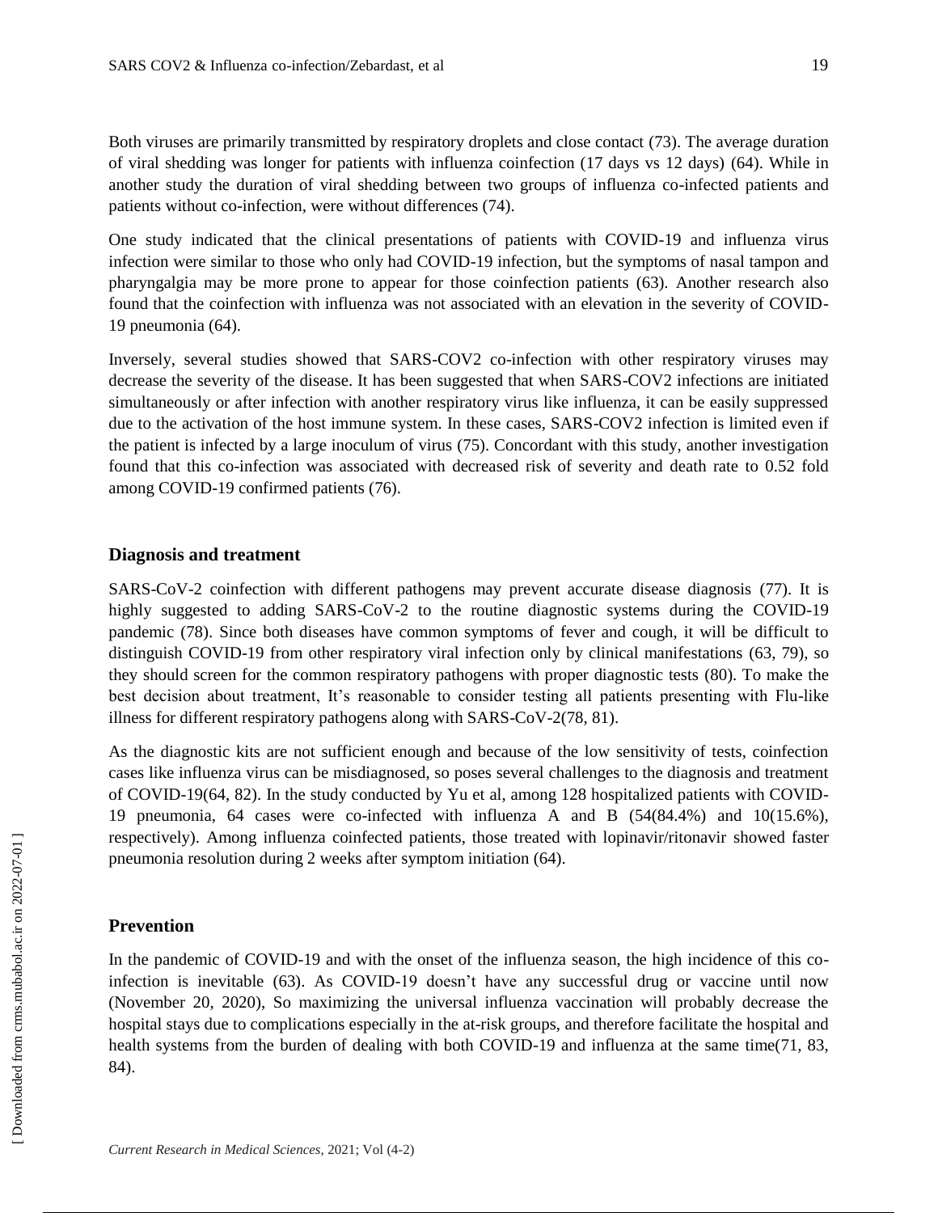Both viruses are primarily transmitted by respiratory droplets and close contact (73). The average duration of viral shedding was longer for patients with influenza coinfection (17 days vs 12 days) (64). While in another study the duration of viral shedding between two groups of influenza co-infected patients and patients without co-infection, were without differences (74).

One study indicated that the clinical presentations of patients with COVID-19 and influenza virus infection were similar to those who only had COVID-19 infection, but the symptoms of nasal tampon and pharyngalgia may be more prone to appear for those coinfection patients (63). Another research also found that the coinfection with influenza was not associated with an elevation in the severity of COVID-19 pneumonia (64).

Inversely, several studies showed that SARS-COV2 co-infection with other respiratory viruses may decrease the severity of the disease. It has been suggested that when SARS-COV2 infections are initiated simultaneously or after infection with another respiratory virus like influenza, it can be easily suppressed due to the activation of the host immune system. In these cases, SARS-COV2 infection is limited even if the patient is infected by a large inoculum of virus (75). Concordant with this study, another investigation found that this co-infection was associated with decreased risk of severity and death rate to 0.52 fold among COVID-19 confirmed patients (76).

## Diagnosis and treatment

SARS-CoV-2 coinfection with different pathogens may prevent accurate disease diagnosis (77). It is highly suggested to adding SARS-CoV-2 to the routine diagnostic systems during the COVID-19 pandemic (78). Since both diseases have common symptoms of fever and cough, it will be difficult to distinguish COVID-19 from other respiratory viral infection only by clinical manifestations (63, 79), so they should screen for the common respiratory pathogens with proper diagnostic tests (80). To make the best decision about treatment, It's reasonable to consider testing all patients presenting with Flu-like illness for different respiratory pathogens along with SARS-CoV-2(78, 81).

As the diagnostic kits are not sufficient enough and because of the low sensitivity of tests, coinfection cases like influenza virus can be misdiagnosed, so poses several challenges to the diagnosis and treatment of COVID-19(64, 82). In the study conducted by Yu et al, among 128 hospitalized patients with COVID-19 pneumonia, 64 cases were co-infected with influenza A and B (54(84.4%) and 10(15.6%), respectively). Among influenza coinfected patients, those treated with lopinavir/ritonavir showed faster pneumonia resolution during 2 weeks after symptom initiation (64).

## Prevention

In the pandemic of COVID-19 and with the onset of the influenza season, the high incidence of this co-infection is inevitable (63). As COVID-19 doesn't have any successful drug or vaccine until now (November 20, 2020), So maximizing the universal influenza vaccination will probably decrease the hospital stays due to complications especially in the at-risk groups, and therefore facilitate the hospital and health systems from the burden of dealing with both COVID-19 and influenza at the same time(71, 83, 84).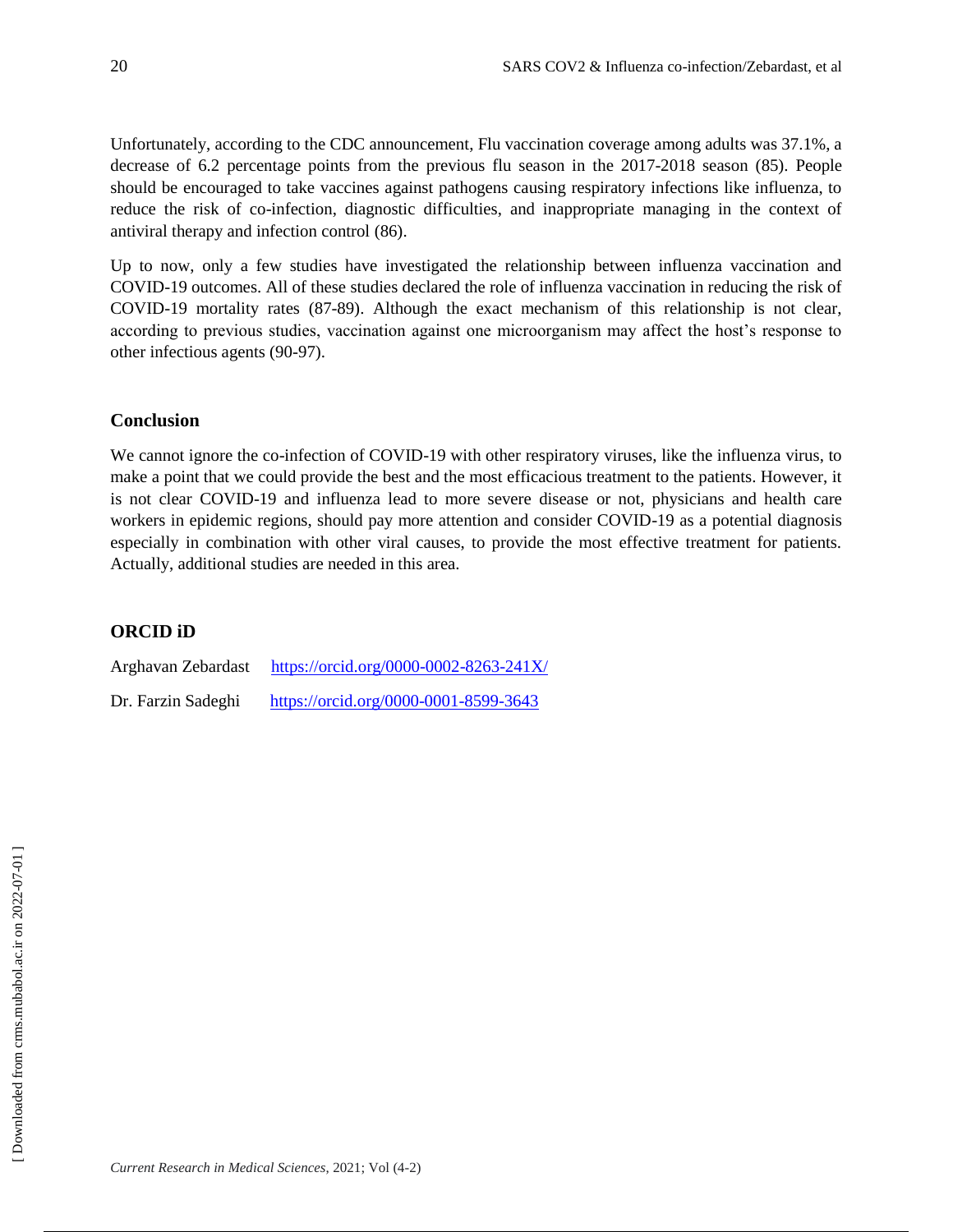Unfortunately, according to the CDC announcement, Flu vaccination coverage among adults was 37.1%, a decrease of 6.2 percentage points from the previous flu season in the 2017-2018 season (85). People should be encouraged to take vaccines against pathogens causing respiratory infections like influenza, to reduce the risk of co-infection, diagnostic difficulties, and inappropriate managing in the context of antiviral therapy and infection control (86).

Up to now, only a few studies have investigated the relationship between influenza vaccination and COVID-19 outcomes. All of these studies declared the role of influenza vaccination in reducing the risk of COVID-19 mortality rates (87-89). Although the exact mechanism of this relationship is not clear, according to previous studies, vaccination against one microorganism may affect the host's response to other infectious agents (90-97).

## Conclusion

We cannot ignore the co-infection of COVID-19 with other respiratory viruses, like the influenza virus, to make a point that we could provide the best and the most efficacious treatment to the patients. However, it is not clear COVID-19 and influenza lead to more severe disease or not, physicians and health care workers in epidemic regions, should pay more attention and consider COVID-19 as a potential diagnosis especially in combination with other viral causes, to provide the most effective treatment for patients. Actually, additional studies are needed in this area.

## ORCID iD

Arghavan Zebardast https://orcid.org/0000-0002-8263-241X/

Dr. Farzin Sadeghi https://orcid.org/0000-0001-8599-3643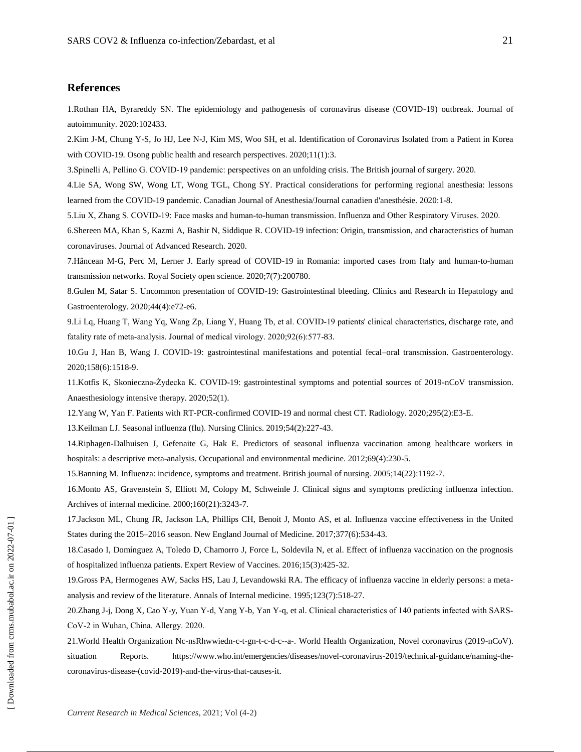## References

1.Rothan HA, Byrareddy SN. The epidemiology and pathogenesis of coronavirus disease (COVID-19) outbreak. Journal of autoimmunity. 2020:102433.

2.Kim J-M, Chung Y-S, Jo HJ, Lee N-J, Kim MS, Woo SH, et al. Identification of Coronavirus Isolated from a Patient in Korea with COVID-19. Osong public health and research perspectives. 2020;11(1):3.

3.Spinelli A, Pellino G. COVID-19 pandemic: perspectives on an unfolding crisis. The British journal of surgery. 2020.

4.Lie SA, Wong SW, Wong LT, Wong TGL, Chong SY. Practical considerations for performing regional anesthesia: lessons learned from the COVID-19 pandemic. Canadian Journal of Anesthesia/Journal canadien d'anesthésie. 2020:1-8.

5.Liu X, Zhang S. COVID-19: Face masks and human-to-human transmission. Influenza and Other Respiratory Viruses. 2020.

6.Shereen MA, Khan S, Kazmi A, Bashir N, Siddique R. COVID-19 infection: Origin, transmission, and characteristics of human coronaviruses. Journal of Advanced Research. 2020.

7.Hâncean M-G, Perc M, Lerner J. Early spread of COVID-19 in Romania: imported cases from Italy and human-to-human transmission networks. Royal Society open science. 2020;7(7):200780.

8.Gulen M, Satar S. Uncommon presentation of COVID-19: Gastrointestinal bleeding. Clinics and Research in Hepatology and Gastroenterology. 2020;44(4):e72-e6.

9.Li Lq, Huang T, Wang Yq, Wang Zp, Liang Y, Huang Tb, et al. COVID-19 patients' clinical characteristics, discharge rate, and fatality rate of meta-analysis. Journal of medical virology. 2020;92(6):577-83.

10.Gu J, Han B, Wang J. COVID-19: gastrointestinal manifestations and potential fecal–oral transmission. Gastroenterology. 2020;158(6):1518-9.

11.Kotfis K, Skonieczna-Żydecka K. COVID-19: gastrointestinal symptoms and potential sources of 2019-nCoV transmission. Anaesthesiology intensive therapy. 2020;52(1).

12.Yang W, Yan F. Patients with RT-PCR-confirmed COVID-19 and normal chest CT. Radiology. 2020;295(2):E3-E.

13.Keilman LJ. Seasonal influenza (flu). Nursing Clinics. 2019;54(2):227-43.

14.Riphagen-Dalhuisen J, Gefenaite G, Hak E. Predictors of seasonal influenza vaccination among healthcare workers in hospitals: a descriptive meta-analysis. Occupational and environmental medicine. 2012;69(4):230-5.

15.Banning M. Influenza: incidence, symptoms and treatment. British journal of nursing. 2005;14(22):1192-7.

16.Monto AS, Gravenstein S, Elliott M, Colopy M, Schweinle J. Clinical signs and symptoms predicting influenza infection. Archives of internal medicine. 2000;160(21):3243-7.

17.Jackson ML, Chung JR, Jackson LA, Phillips CH, Benoit J, Monto AS, et al. Influenza vaccine effectiveness in the United States during the 2015–2016 season. New England Journal of Medicine. 2017;377(6):534-43.

18.Casado I, Domínguez A, Toledo D, Chamorro J, Force L, Soldevila N, et al. Effect of influenza vaccination on the prognosis of hospitalized influenza patients. Expert Review of Vaccines. 2016;15(3):425-32.

19.Gross PA, Hermogenes AW, Sacks HS, Lau J, Levandowski RA. The efficacy of influenza vaccine in elderly persons: a meta-analysis and review of the literature. Annals of Internal medicine. 1995;123(7):518-27.

20.Zhang J-j, Dong X, Cao Y-y, Yuan Y-d, Yang Y-b, Yan Y-q, et al. Clinical characteristics of 140 patients infected with SARS-CoV-2 in Wuhan, China. Allergy. 2020.

21.World Health Organization Nc-nsRhwwiedn-c-t-gn-t-c-d-c--a-. World Health Organization, Novel coronavirus (2019-nCoV). situation Reports. https://www.who.int/emergencies/diseases/novel-coronavirus-2019/technical-guidance/naming-the-coronavirus-disease-(covid-2019)-and-the-virus-that-causes-it.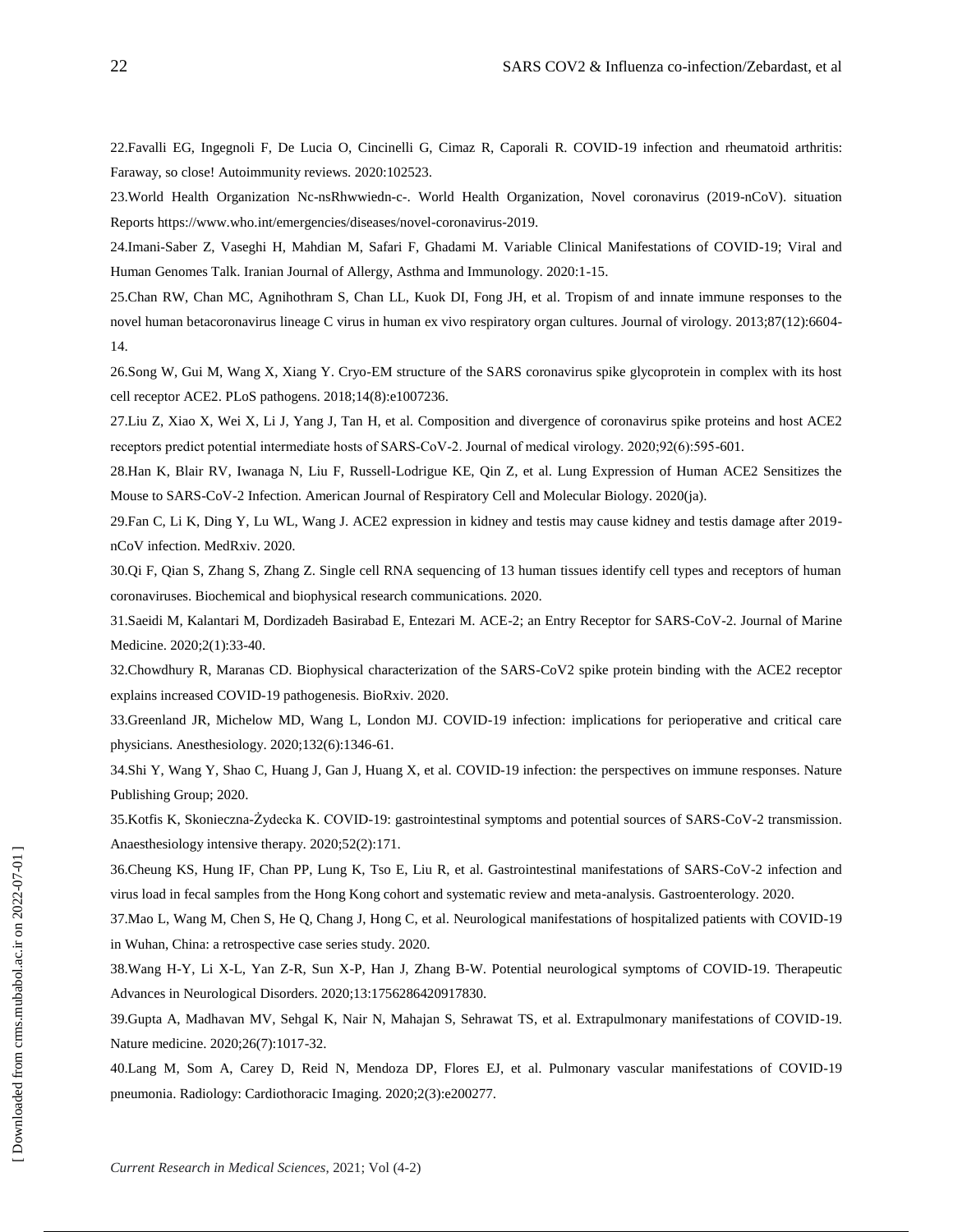22.Favalli EG, Ingegnoli F, De Lucia O, Cincinelli G, Cimaz R, Caporali R. COVID-19 infection and rheumatoid arthritis: Faraway, so close! Autoimmunity reviews. 2020:102523.

23.World Health Organization Nc-nsRhwwiedn-c-. World Health Organization, Novel coronavirus (2019-nCoV). situation Reports https://www.who.int/emergencies/diseases/novel-coronavirus-2019.

24.Imani-Saber Z, Vaseghi H, Mahdian M, Safari F, Ghadami M. Variable Clinical Manifestations of COVID-19; Viral and Human Genomes Talk. Iranian Journal of Allergy, Asthma and Immunology. 2020:1-15.

25.Chan RW, Chan MC, Agnihothram S, Chan LL, Kuok DI, Fong JH, et al. Tropism of and innate immune responses to the novel human betacoronavirus lineage C virus in human ex vivo respiratory organ cultures. Journal of virology. 2013;87(12):6604-14.

26.Song W, Gui M, Wang X, Xiang Y. Cryo-EM structure of the SARS coronavirus spike glycoprotein in complex with its host cell receptor ACE2. PLoS pathogens. 2018;14(8):e1007236.

27.Liu Z, Xiao X, Wei X, Li J, Yang J, Tan H, et al. Composition and divergence of coronavirus spike proteins and host ACE2 receptors predict potential intermediate hosts of SARS-CoV-2. Journal of medical virology. 2020;92(6):595-601.

28.Han K, Blair RV, Iwanaga N, Liu F, Russell-Lodrigue KE, Qin Z, et al. Lung Expression of Human ACE2 Sensitizes the Mouse to SARS-CoV-2 Infection. American Journal of Respiratory Cell and Molecular Biology. 2020(ja).

29.Fan C, Li K, Ding Y, Lu WL, Wang J. ACE2 expression in kidney and testis may cause kidney and testis damage after 2019-nCoV infection. MedRxiv. 2020.

30.Qi F, Qian S, Zhang S, Zhang Z. Single cell RNA sequencing of 13 human tissues identify cell types and receptors of human coronaviruses. Biochemical and biophysical research communications. 2020.

31.Saeidi M, Kalantari M, Dordizadeh Basirabad E, Entezari M. ACE-2; an Entry Receptor for SARS-CoV-2. Journal of Marine Medicine. 2020;2(1):33-40.

32.Chowdhury R, Maranas CD. Biophysical characterization of the SARS-CoV2 spike protein binding with the ACE2 receptor explains increased COVID-19 pathogenesis. BioRxiv. 2020.

33.Greenland JR, Michelow MD, Wang L, London MJ. COVID-19 infection: implications for perioperative and critical care physicians. Anesthesiology. 2020;132(6):1346-61.

34.Shi Y, Wang Y, Shao C, Huang J, Gan J, Huang X, et al. COVID-19 infection: the perspectives on immune responses. Nature Publishing Group; 2020.

35.Kotfis K, Skonieczna-Żydecka K. COVID-19: gastrointestinal symptoms and potential sources of SARS-CoV-2 transmission. Anaesthesiology intensive therapy. 2020;52(2):171.

36.Cheung KS, Hung IF, Chan PP, Lung K, Tso E, Liu R, et al. Gastrointestinal manifestations of SARS-CoV-2 infection and virus load in fecal samples from the Hong Kong cohort and systematic review and meta-analysis. Gastroenterology. 2020.

37.Mao L, Wang M, Chen S, He Q, Chang J, Hong C, et al. Neurological manifestations of hospitalized patients with COVID-19 in Wuhan, China: a retrospective case series study. 2020.

38.Wang H-Y, Li X-L, Yan Z-R, Sun X-P, Han J, Zhang B-W. Potential neurological symptoms of COVID-19. Therapeutic Advances in Neurological Disorders. 2020;13:1756286420917830.

39.Gupta A, Madhavan MV, Sehgal K, Nair N, Mahajan S, Sehrawat TS, et al. Extrapulmonary manifestations of COVID-19. Nature medicine. 2020;26(7):1017-32.

40.Lang M, Som A, Carey D, Reid N, Mendoza DP, Flores EJ, et al. Pulmonary vascular manifestations of COVID-19 pneumonia. Radiology: Cardiothoracic Imaging. 2020;2(3):e200277.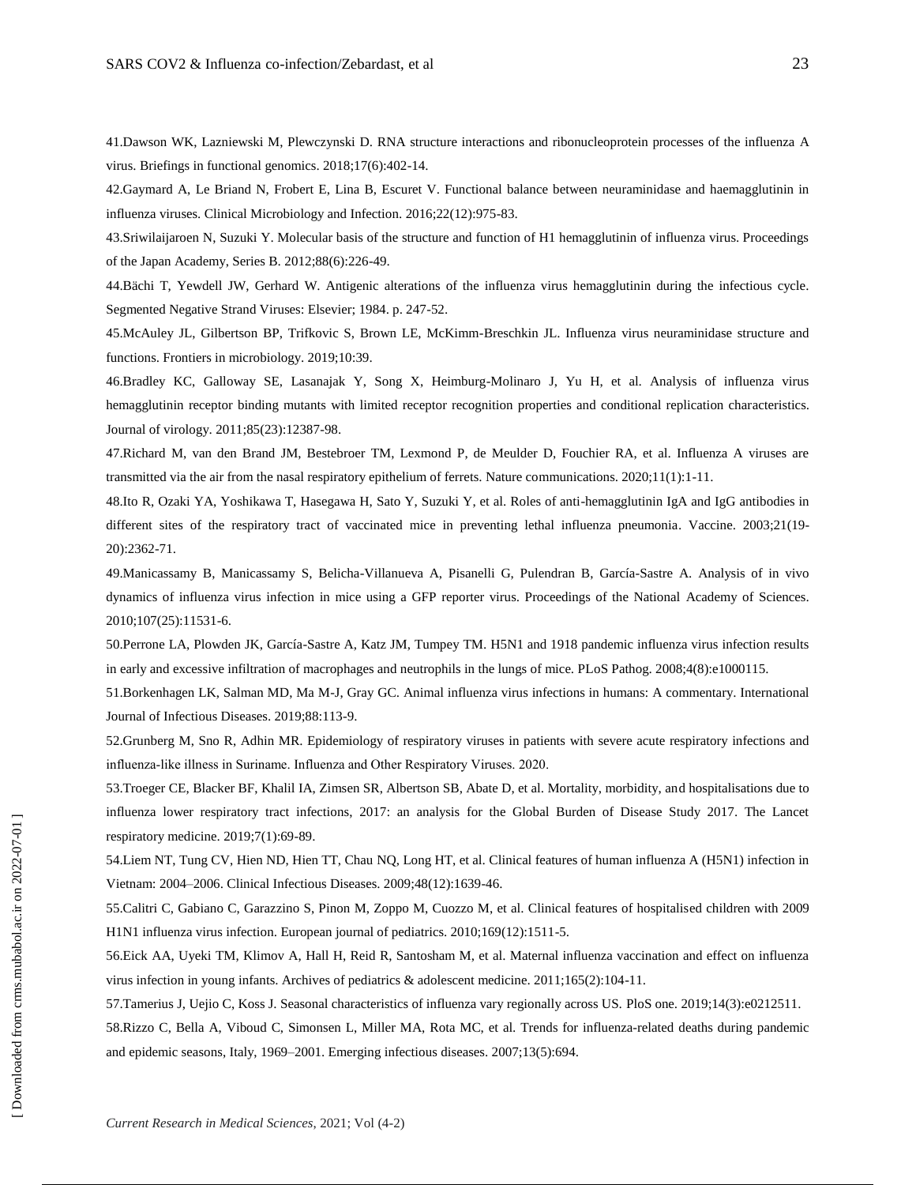41.Dawson WK, Lazniewski M, Plewczynski D. RNA structure interactions and ribonucleoprotein processes of the influenza A virus. Briefings in functional genomics. 2018;17(6):402-14.

42.Gaymard A, Le Briand N, Frobert E, Lina B, Escuret V. Functional balance between neuraminidase and haemagglutinin in influenza viruses. Clinical Microbiology and Infection. 2016;22(12):975-83.

43.Sriwilaijaroen N, Suzuki Y. Molecular basis of the structure and function of H1 hemagglutinin of influenza virus. Proceedings of the Japan Academy, Series B. 2012;88(6):226-49.

44.Bächi T, Yewdell JW, Gerhard W. Antigenic alterations of the influenza virus hemagglutinin during the infectious cycle. Segmented Negative Strand Viruses: Elsevier; 1984. p. 247-52.

45.McAuley JL, Gilbertson BP, Trifkovic S, Brown LE, McKimm-Breschkin JL. Influenza virus neuraminidase structure and functions. Frontiers in microbiology. 2019;10:39.

46.Bradley KC, Galloway SE, Lasanajak Y, Song X, Heimburg-Molinaro J, Yu H, et al. Analysis of influenza virus hemagglutinin receptor binding mutants with limited receptor recognition properties and conditional replication characteristics. Journal of virology. 2011;85(23):12387-98.

47.Richard M, van den Brand JM, Bestebroer TM, Lexmond P, de Meulder D, Fouchier RA, et al. Influenza A viruses are transmitted via the air from the nasal respiratory epithelium of ferrets. Nature communications. 2020;11(1):1-11.

48.Ito R, Ozaki YA, Yoshikawa T, Hasegawa H, Sato Y, Suzuki Y, et al. Roles of anti-hemagglutinin IgA and IgG antibodies in different sites of the respiratory tract of vaccinated mice in preventing lethal influenza pneumonia. Vaccine. 2003;21(19-20):2362-71.

49.Manicassamy B, Manicassamy S, Belicha-Villanueva A, Pisanelli G, Pulendran B, García-Sastre A. Analysis of in vivo dynamics of influenza virus infection in mice using a GFP reporter virus. Proceedings of the National Academy of Sciences. 2010;107(25):11531-6.

50.Perrone LA, Plowden JK, García-Sastre A, Katz JM, Tumpey TM. H5N1 and 1918 pandemic influenza virus infection results in early and excessive infiltration of macrophages and neutrophils in the lungs of mice. PLoS Pathog. 2008;4(8):e1000115.

51.Borkenhagen LK, Salman MD, Ma M-J, Gray GC. Animal influenza virus infections in humans: A commentary. International Journal of Infectious Diseases. 2019;88:113-9.

52.Grunberg M, Sno R, Adhin MR. Epidemiology of respiratory viruses in patients with severe acute respiratory infections and influenza-like illness in Suriname. Influenza and Other Respiratory Viruses. 2020.

53.Troeger CE, Blacker BF, Khalil IA, Zimsen SR, Albertson SB, Abate D, et al. Mortality, morbidity, and hospitalisations due to influenza lower respiratory tract infections, 2017: an analysis for the Global Burden of Disease Study 2017. The Lancet respiratory medicine. 2019;7(1):69-89.

54.Liem NT, Tung CV, Hien ND, Hien TT, Chau NQ, Long HT, et al. Clinical features of human influenza A (H5N1) infection in Vietnam: 2004–2006. Clinical Infectious Diseases. 2009;48(12):1639-46.

55.Calitri C, Gabiano C, Garazzino S, Pinon M, Zoppo M, Cuozzo M, et al. Clinical features of hospitalised children with 2009 H1N1 influenza virus infection. European journal of pediatrics. 2010;169(12):1511-5.

56.Eick AA, Uyeki TM, Klimov A, Hall H, Reid R, Santosham M, et al. Maternal influenza vaccination and effect on influenza virus infection in young infants. Archives of pediatrics & adolescent medicine. 2011;165(2):104-11.

57.Tamerius J, Uejio C, Koss J. Seasonal characteristics of influenza vary regionally across US. PloS one. 2019;14(3):e0212511.

58.Rizzo C, Bella A, Viboud C, Simonsen L, Miller MA, Rota MC, et al. Trends for influenza-related deaths during pandemic and epidemic seasons, Italy, 1969–2001. Emerging infectious diseases. 2007;13(5):694.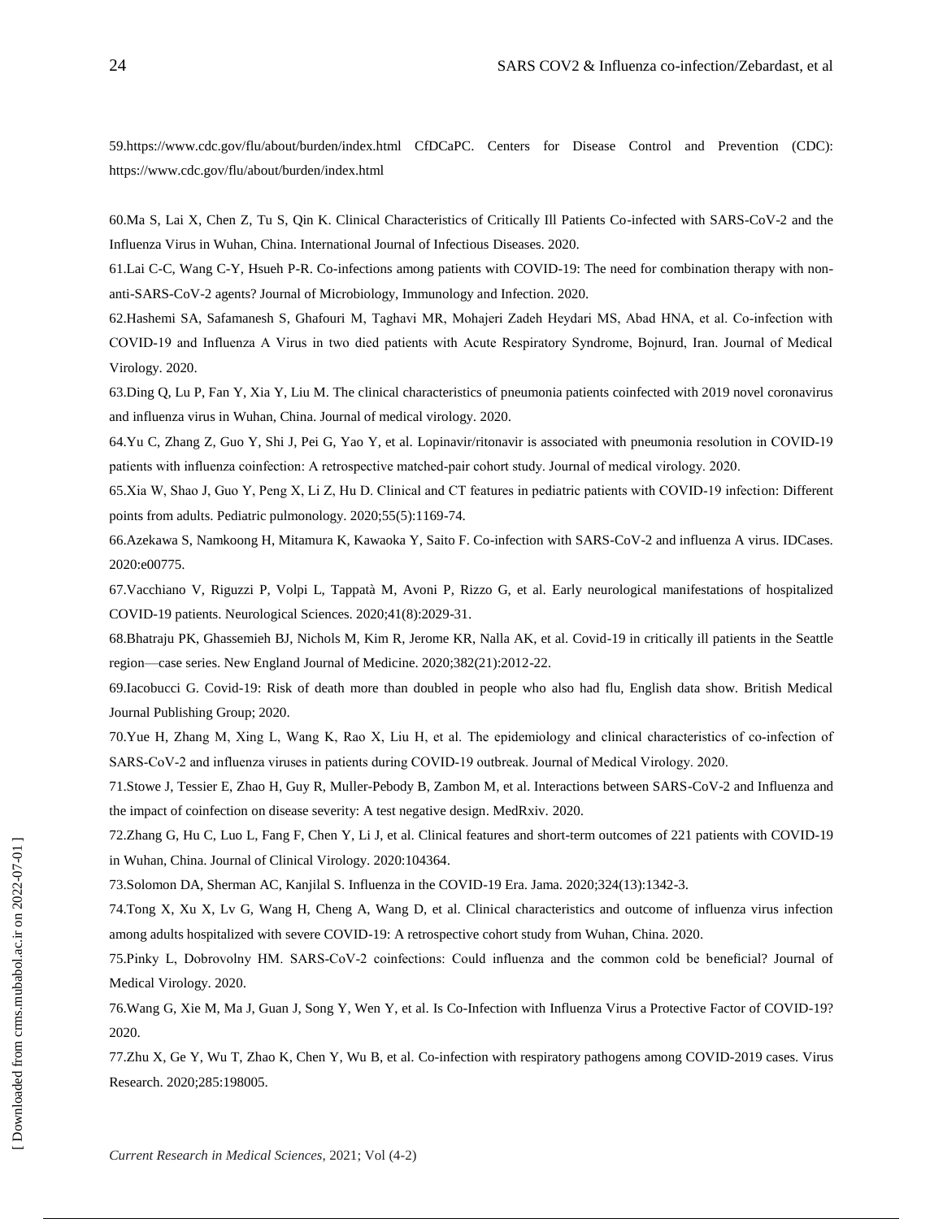59.https://www.cdc.gov/flu/about/burden/index.html CfDCaPC. Centers for Disease Control and Prevention (CDC): https://www.cdc.gov/flu/about/burden/index.html

60.Ma S, Lai X, Chen Z, Tu S, Qin K. Clinical Characteristics of Critically Ill Patients Co-infected with SARS-CoV-2 and the Influenza Virus in Wuhan, China. International Journal of Infectious Diseases. 2020.

61.Lai C-C, Wang C-Y, Hsueh P-R. Co-infections among patients with COVID-19: The need for combination therapy with non-anti-SARS-CoV-2 agents? Journal of Microbiology, Immunology and Infection. 2020.

62.Hashemi SA, Safamanesh S, Ghafouri M, Taghavi MR, Mohajeri Zadeh Heydari MS, Abad HNA, et al. Co-infection with COVID-19 and Influenza A Virus in two died patients with Acute Respiratory Syndrome, Bojnurd, Iran. Journal of Medical Virology. 2020.

63.Ding Q, Lu P, Fan Y, Xia Y, Liu M. The clinical characteristics of pneumonia patients coinfected with 2019 novel coronavirus and influenza virus in Wuhan, China. Journal of medical virology. 2020.

64.Yu C, Zhang Z, Guo Y, Shi J, Pei G, Yao Y, et al. Lopinavir/ritonavir is associated with pneumonia resolution in COVID-19 patients with influenza coinfection: A retrospective matched-pair cohort study. Journal of medical virology. 2020.

65.Xia W, Shao J, Guo Y, Peng X, Li Z, Hu D. Clinical and CT features in pediatric patients with COVID-19 infection: Different points from adults. Pediatric pulmonology. 2020;55(5):1169-74.

66.Azekawa S, Namkoong H, Mitamura K, Kawaoka Y, Saito F. Co-infection with SARS-CoV-2 and influenza A virus. IDCases. 2020:e00775.

67.Vacchiano V, Riguzzi P, Volpi L, Tappatà M, Avoni P, Rizzo G, et al. Early neurological manifestations of hospitalized COVID-19 patients. Neurological Sciences. 2020;41(8):2029-31.

68.Bhatraju PK, Ghassemieh BJ, Nichols M, Kim R, Jerome KR, Nalla AK, et al. Covid-19 in critically ill patients in the Seattle region—case series. New England Journal of Medicine. 2020;382(21):2012-22.

69.Iacobucci G. Covid-19: Risk of death more than doubled in people who also had flu, English data show. British Medical Journal Publishing Group; 2020.

70.Yue H, Zhang M, Xing L, Wang K, Rao X, Liu H, et al. The epidemiology and clinical characteristics of co-infection of SARS-CoV-2 and influenza viruses in patients during COVID-19 outbreak. Journal of Medical Virology. 2020.

71.Stowe J, Tessier E, Zhao H, Guy R, Muller-Pebody B, Zambon M, et al. Interactions between SARS-CoV-2 and Influenza and the impact of coinfection on disease severity: A test negative design. MedRxiv. 2020.

72.Zhang G, Hu C, Luo L, Fang F, Chen Y, Li J, et al. Clinical features and short-term outcomes of 221 patients with COVID-19 in Wuhan, China. Journal of Clinical Virology. 2020:104364.

73.Solomon DA, Sherman AC, Kanjilal S. Influenza in the COVID-19 Era. Jama. 2020;324(13):1342-3.

74.Tong X, Xu X, Lv G, Wang H, Cheng A, Wang D, et al. Clinical characteristics and outcome of influenza virus infection among adults hospitalized with severe COVID-19: A retrospective cohort study from Wuhan, China. 2020.

75.Pinky L, Dobrovolny HM. SARS-CoV-2 coinfections: Could influenza and the common cold be beneficial? Journal of Medical Virology. 2020.

76.Wang G, Xie M, Ma J, Guan J, Song Y, Wen Y, et al. Is Co-Infection with Influenza Virus a Protective Factor of COVID-19? 2020.

77.Zhu X, Ge Y, Wu T, Zhao K, Chen Y, Wu B, et al. Co-infection with respiratory pathogens among COVID-2019 cases. Virus Research. 2020;285:198005.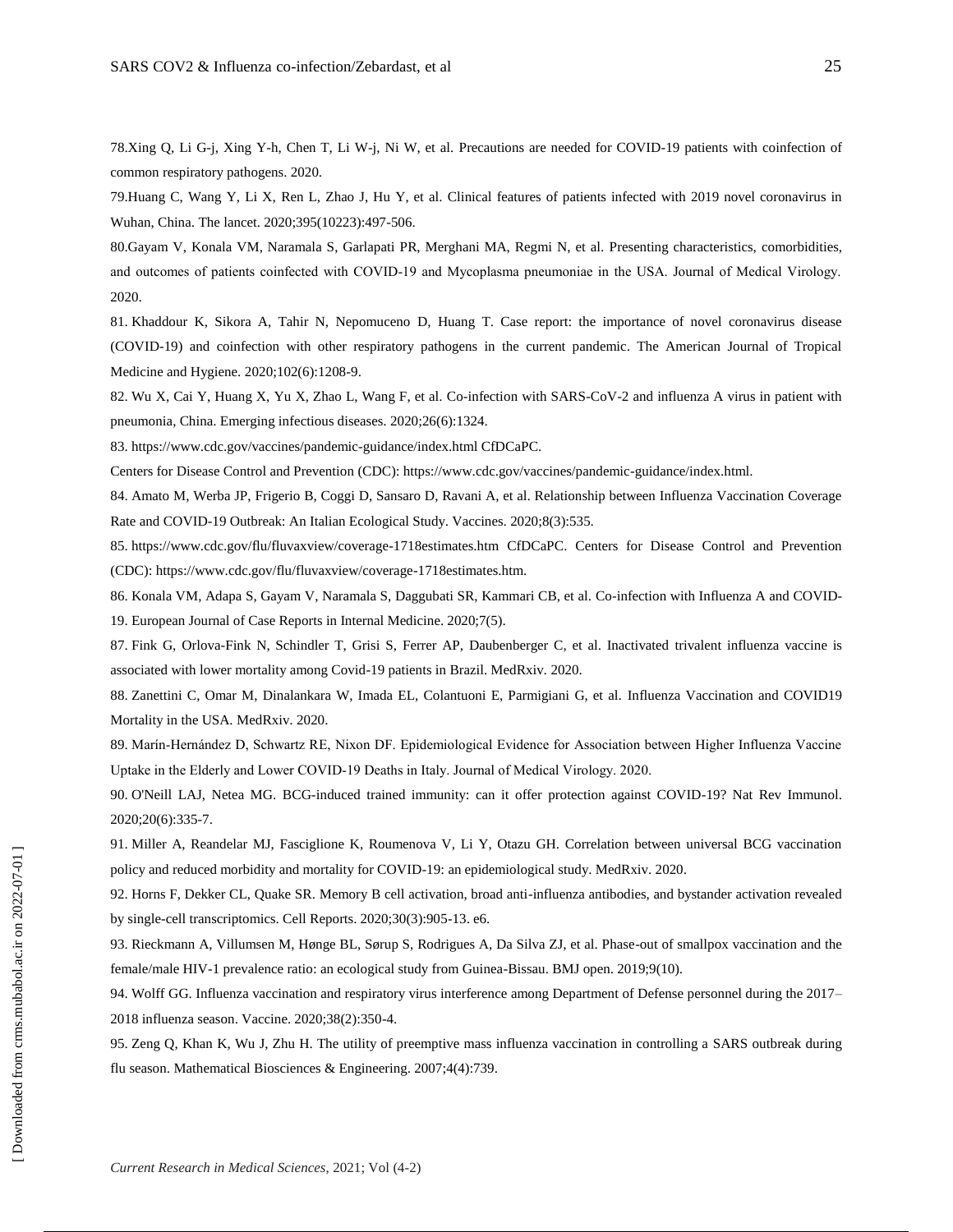78.Xing Q, Li G-j, Xing Y-h, Chen T, Li W-j, Ni W, et al. Precautions are needed for COVID-19 patients with coinfection of common respiratory pathogens. 2020.

79.Huang C, Wang Y, Li X, Ren L, Zhao J, Hu Y, et al. Clinical features of patients infected with 2019 novel coronavirus in Wuhan, China. The lancet. 2020;395(10223):497-506.

80.Gayam V, Konala VM, Naramala S, Garlapati PR, Merghani MA, Regmi N, et al. Presenting characteristics, comorbidities, and outcomes of patients coinfected with COVID-19 and Mycoplasma pneumoniae in the USA. Journal of Medical Virology. 2020.

81. Khaddour K, Sikora A, Tahir N, Nepomuceno D, Huang T. Case report: the importance of novel coronavirus disease (COVID-19) and coinfection with other respiratory pathogens in the current pandemic. The American Journal of Tropical Medicine and Hygiene. 2020;102(6):1208-9.

82. Wu X, Cai Y, Huang X, Yu X, Zhao L, Wang F, et al. Co-infection with SARS-CoV-2 and influenza A virus in patient with pneumonia, China. Emerging infectious diseases. 2020;26(6):1324.

83. https://www.cdc.gov/vaccines/pandemic-guidance/index.html CfDCaPC.
Centers for Disease Control and Prevention (CDC): https://www.cdc.gov/vaccines/pandemic-guidance/index.html.

84. Amato M, Werba JP, Frigerio B, Coggi D, Sansaro D, Ravani A, et al. Relationship between Influenza Vaccination Coverage Rate and COVID-19 Outbreak: An Italian Ecological Study. Vaccines. 2020;8(3):535.

85. https://www.cdc.gov/flu/fluvaxview/coverage-1718estimates.htm CfDCaPC. Centers for Disease Control and Prevention (CDC): https://www.cdc.gov/flu/fluvaxview/coverage-1718estimates.htm.

86. Konala VM, Adapa S, Gayam V, Naramala S, Daggubati SR, Kammari CB, et al. Co-infection with Influenza A and COVID-19. European Journal of Case Reports in Internal Medicine. 2020;7(5).

87. Fink G, Orlova-Fink N, Schindler T, Grisi S, Ferrer AP, Daubenberger C, et al. Inactivated trivalent influenza vaccine is associated with lower mortality among Covid-19 patients in Brazil. MedRxiv. 2020.

88. Zanettini C, Omar M, Dinalankara W, Imada EL, Colantuoni E, Parmigiani G, et al. Influenza Vaccination and COVID19 Mortality in the USA. MedRxiv. 2020.

89. Marín-Hernández D, Schwartz RE, Nixon DF. Epidemiological Evidence for Association between Higher Influenza Vaccine Uptake in the Elderly and Lower COVID-19 Deaths in Italy. Journal of Medical Virology. 2020.

90. O'Neill LAJ, Netea MG. BCG-induced trained immunity: can it offer protection against COVID-19? Nat Rev Immunol. 2020;20(6):335-7.

91. Miller A, Reandelar MJ, Fasciglione K, Roumenova V, Li Y, Otazu GH. Correlation between universal BCG vaccination policy and reduced morbidity and mortality for COVID-19: an epidemiological study. MedRxiv. 2020.

92. Horns F, Dekker CL, Quake SR. Memory B cell activation, broad anti-influenza antibodies, and bystander activation revealed by single-cell transcriptomics. Cell Reports. 2020;30(3):905-13. e6.

93. Rieckmann A, Villumsen M, Hønge BL, Sørup S, Rodrigues A, Da Silva ZJ, et al. Phase-out of smallpox vaccination and the female/male HIV-1 prevalence ratio: an ecological study from Guinea-Bissau. BMJ open. 2019;9(10).

94. Wolff GG. Influenza vaccination and respiratory virus interference among Department of Defense personnel during the 2017–2018 influenza season. Vaccine. 2020;38(2):350-4.

95. Zeng Q, Khan K, Wu J, Zhu H. The utility of preemptive mass influenza vaccination in controlling a SARS outbreak during flu season. Mathematical Biosciences & Engineering. 2007;4(4):739.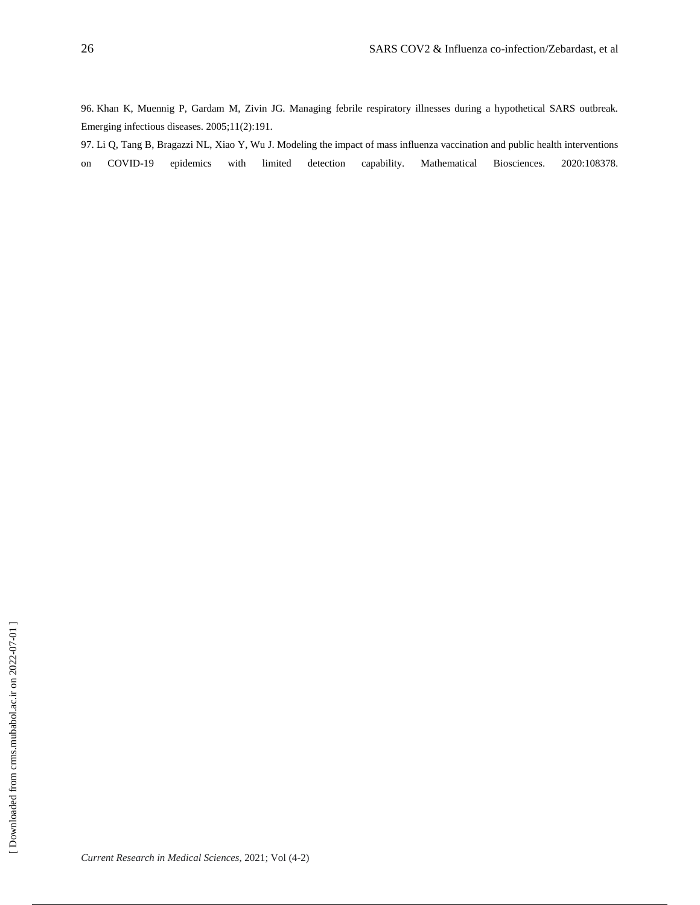96. Khan K, Muennig P, Gardam M, Zivin JG. Managing febrile respiratory illnesses during a hypothetical SARS outbreak. Emerging infectious diseases. 2005;11(2):191.

97. Li Q, Tang B, Bragazzi NL, Xiao Y, Wu J. Modeling the impact of mass influenza vaccination and public health interventions on COVID-19 epidemics with limited detection capability. Mathematical Biosciences. 2020:108378.